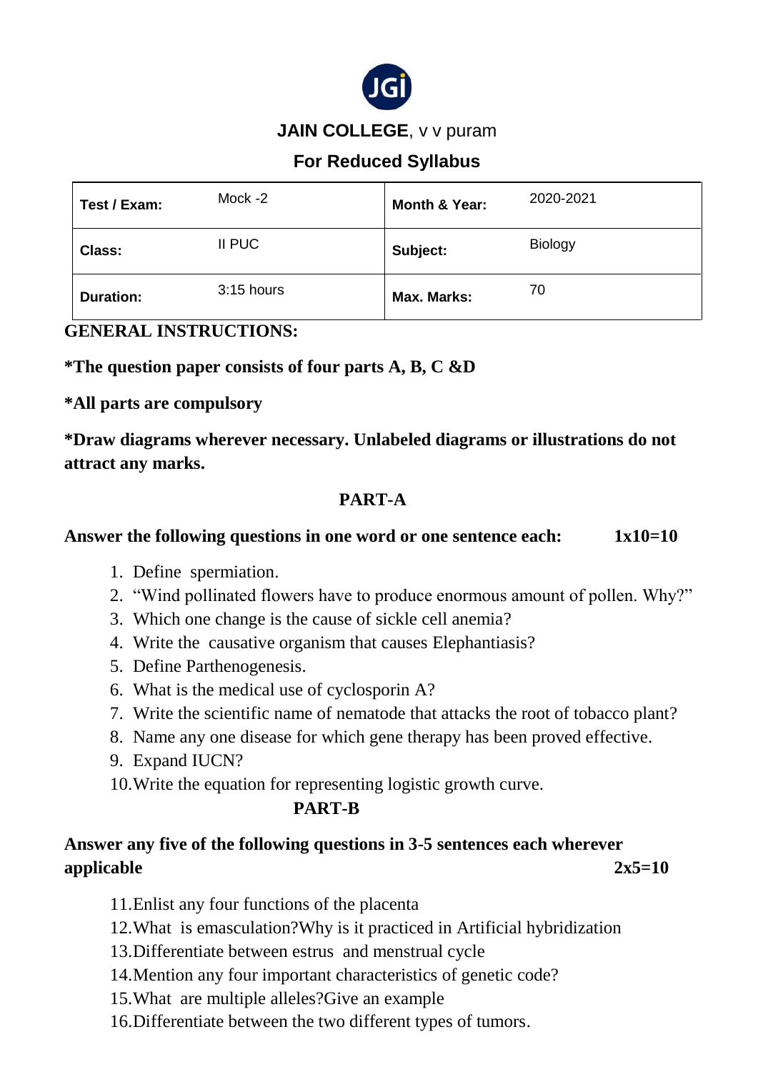**JAIN COLLEGE**, v v puram

**For Reduced Syllabus**

| **Test / Exam:** | Mock -2 | **Month & Year:** | 2020-2021 |
|---|---|---|---|
| **Class:** | II PUC | **Subject:** | Biology |
| **Duration:** | 3:15 hours | **Max. Marks:** | 70 |

**GENERAL INSTRUCTIONS:**

**\*The question paper consists of four parts A, B, C &D**

**\*All parts are compulsory**

**\*Draw diagrams wherever necessary. Unlabeled diagrams or illustrations do not attract any marks.**

## PART-A

**Answer the following questions in one word or one sentence each: 1x10=10**

1. Define spermiation.
2. "Wind pollinated flowers have to produce enormous amount of pollen. Why?"
3. Which one change is the cause of sickle cell anemia?
4. Write the causative organism that causes Elephantiasis?
5. Define Parthenogenesis.
6. What is the medical use of cyclosporin A?
7. Write the scientific name of nematode that attacks the root of tobacco plant?
8. Name any one disease for which gene therapy has been proved effective.
9. Expand IUCN?
10. Write the equation for representing logistic growth curve.

## PART-B

**Answer any five of the following questions in 3-5 sentences each wherever applicable 2x5=10**

11. Enlist any four functions of the placenta
12. What is emasculation?Why is it practiced in Artificial hybridization
13. Differentiate between estrus and menstrual cycle
14. Mention any four important characteristics of genetic code?
15. What are multiple alleles?Give an example
16. Differentiate between the two different types of tumors.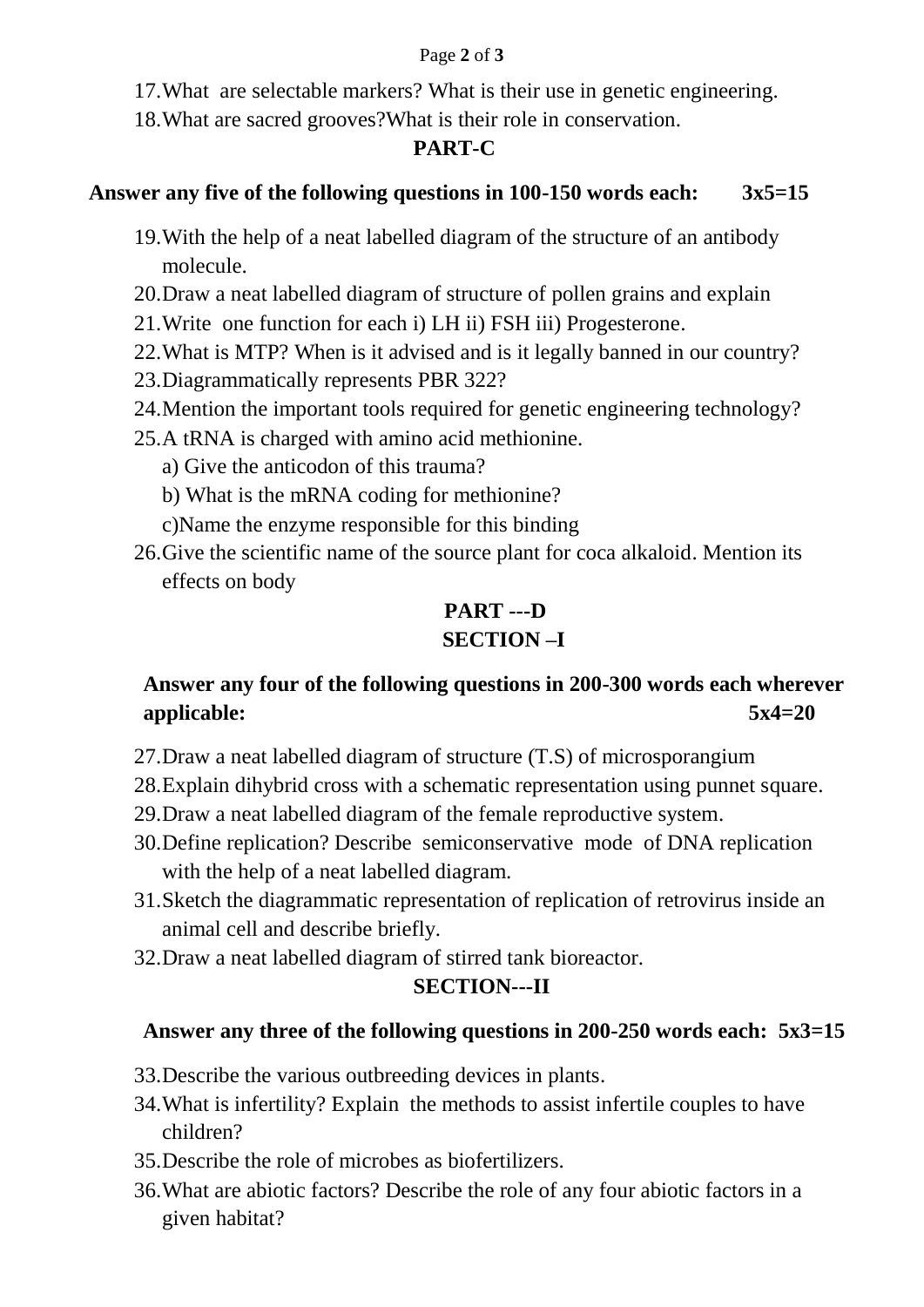17. What  are selectable markers? What is their use in genetic engineering.
18. What are sacred grooves?What is their role in conservation.

## PART-C

**Answer any five of the following questions in 100-150 words each: 3x5=15**

19. With the help of a neat labelled diagram of the structure of an antibody molecule.
20. Draw a neat labelled diagram of structure of pollen grains and explain
21. Write  one function for each i) LH ii) FSH iii) Progesterone.
22. What is MTP? When is it advised and is it legally banned in our country?
23. Diagrammatically represents PBR 322?
24. Mention the important tools required for genetic engineering technology?
25. A tRNA is charged with amino acid methionine.
    a) Give the anticodon of this trauma?
    b) What is the mRNA coding for methionine?
    c)Name the enzyme responsible for this binding
26. Give the scientific name of the source plant for coca alkaloid. Mention its effects on body

## PART ---D

### SECTION –I

**Answer any four of the following questions in 200-300 words each wherever applicable: 5x4=20**

27. Draw a neat labelled diagram of structure (T.S) of microsporangium
28. Explain dihybrid cross with a schematic representation using punnet square.
29. Draw a neat labelled diagram of the female reproductive system.
30. Define replication? Describe  semiconservative  mode  of DNA replication with the help of a neat labelled diagram.
31. Sketch the diagrammatic representation of replication of retrovirus inside an animal cell and describe briefly.
32. Draw a neat labelled diagram of stirred tank bioreactor.

### SECTION---II

**Answer any three of the following questions in 200-250 words each: 5x3=15**

33. Describe the various outbreeding devices in plants.
34. What is infertility? Explain  the methods to assist infertile couples to have children?
35. Describe the role of microbes as biofertilizers.
36. What are abiotic factors? Describe the role of any four abiotic factors in a given habitat?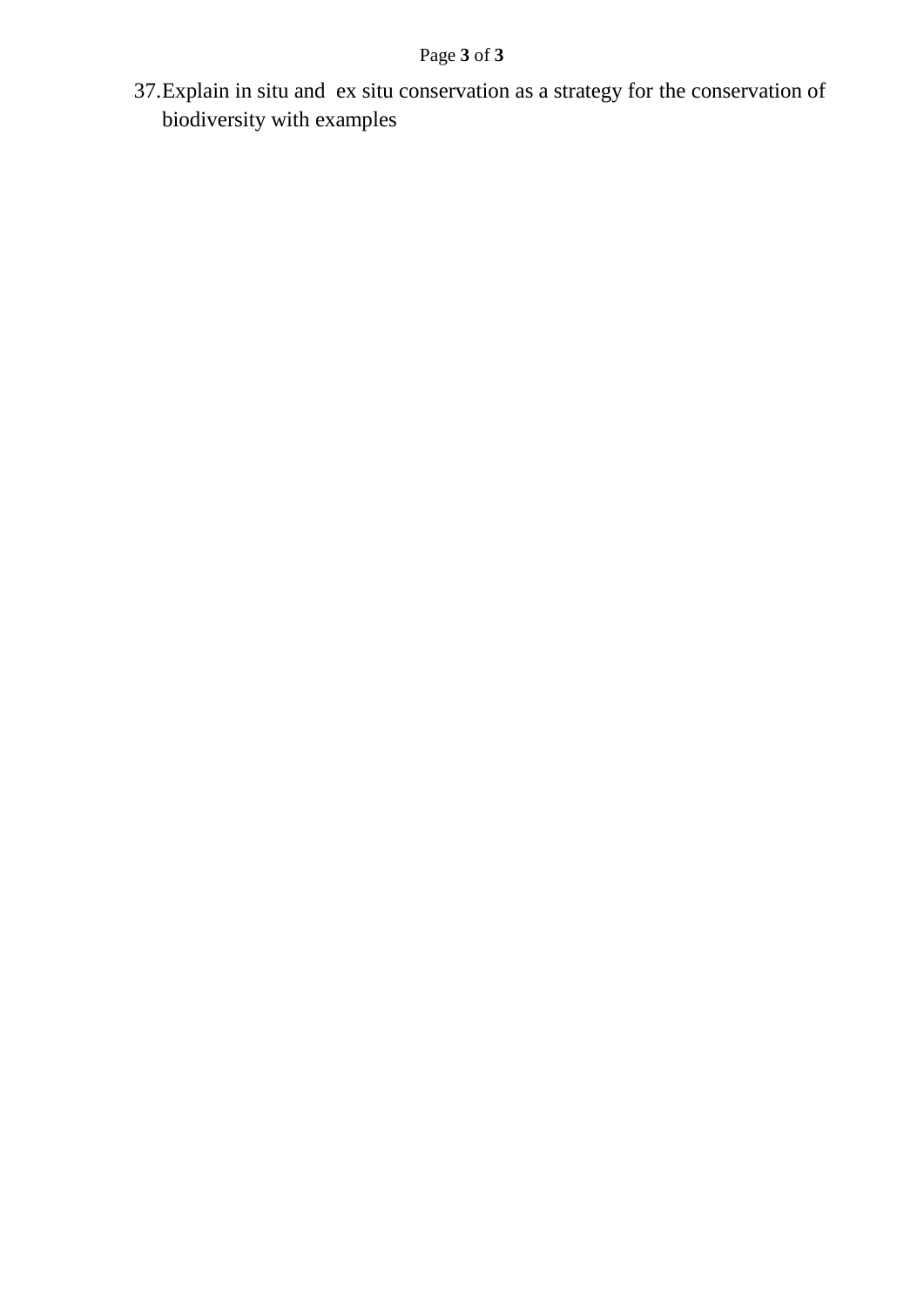37. Explain in situ and ex situ conservation as a strategy for the conservation of biodiversity with examples